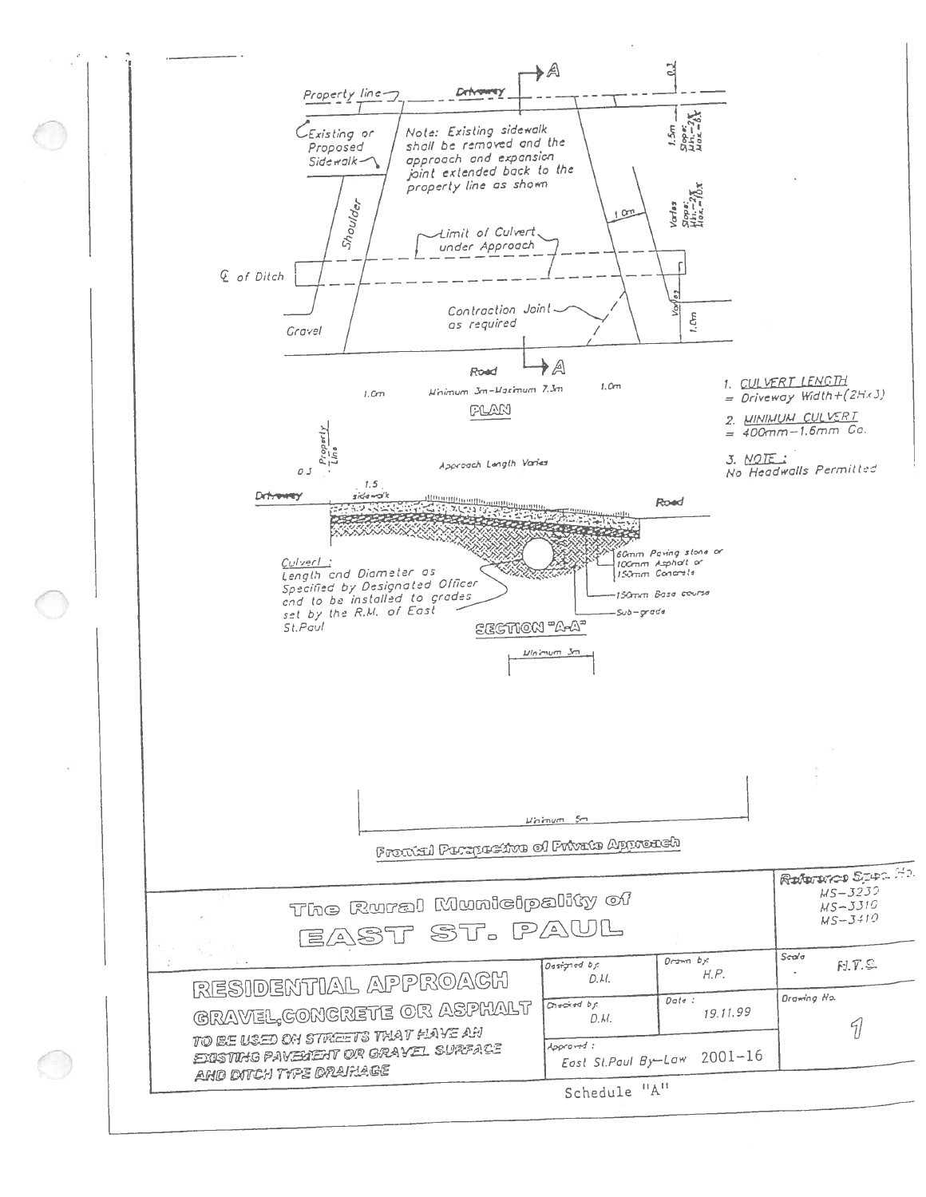Property line

Driveway

A

0.3

Existing or Proposed Sidewalk

Note: Existing sidewalk shall be removed and the approach and expansion joint extended back to the property line as shown

1.5m

Slope: Min.-2% Max.-6%

Shoulder

1.0m

Varies

Slope: Min.-2% Max.-10%

Limit of Culvert under Approach

℄ of Ditch

Contraction Joint as required

Varies

1.0m

Gravel

Road

A

1.0m Minimum 3m-Maximum 7.3m 1.0m

PLAN

1. CULVERT LENGTH
= Driveway Width+(2H:x3)

2. MINIMUM CULVERT
= 400mm-1.6mm Co.

3. NOTE :
No Headwalls Permitted

Property Line

0.3

Approach Length Varies

Driveway

1.5 sidewalk

Road

60mm Paving stone or 100mm Asphalt or 150mm Concrete

150mm Base course

Sub-grade

Culvert :
Length and Diameter as Specified by Designated Officer and to be installed to grades set by the R.M. of East St.Paul

SECTION "A-A"

Minimum 3m

Minimum 5m

Frontal Perspective of Private Approach

| The Rural Municipality of EAST ST. PAUL | | | Reference Spec. No. MS-3230 MS-3310 MS-3410 |
|---|---|---|---|
| RESIDENTIAL APPROACH GRAVEL,CONCRETE OR ASPHALT TO BE USED ON STREETS THAT HAVE AN EXISTING PAVEMENT OR GRAVEL SURFACE AND DITCH TYPE DRAINAGE | Designed by: D.M. | Drawn by: H.P. | Scale N.T.S. |
| | Checked by: D.M. | Date : 19.11.99 | Drawing No. 1 |
| | Approved : East St.Paul By-Law 2001-16 | | |

Schedule "A"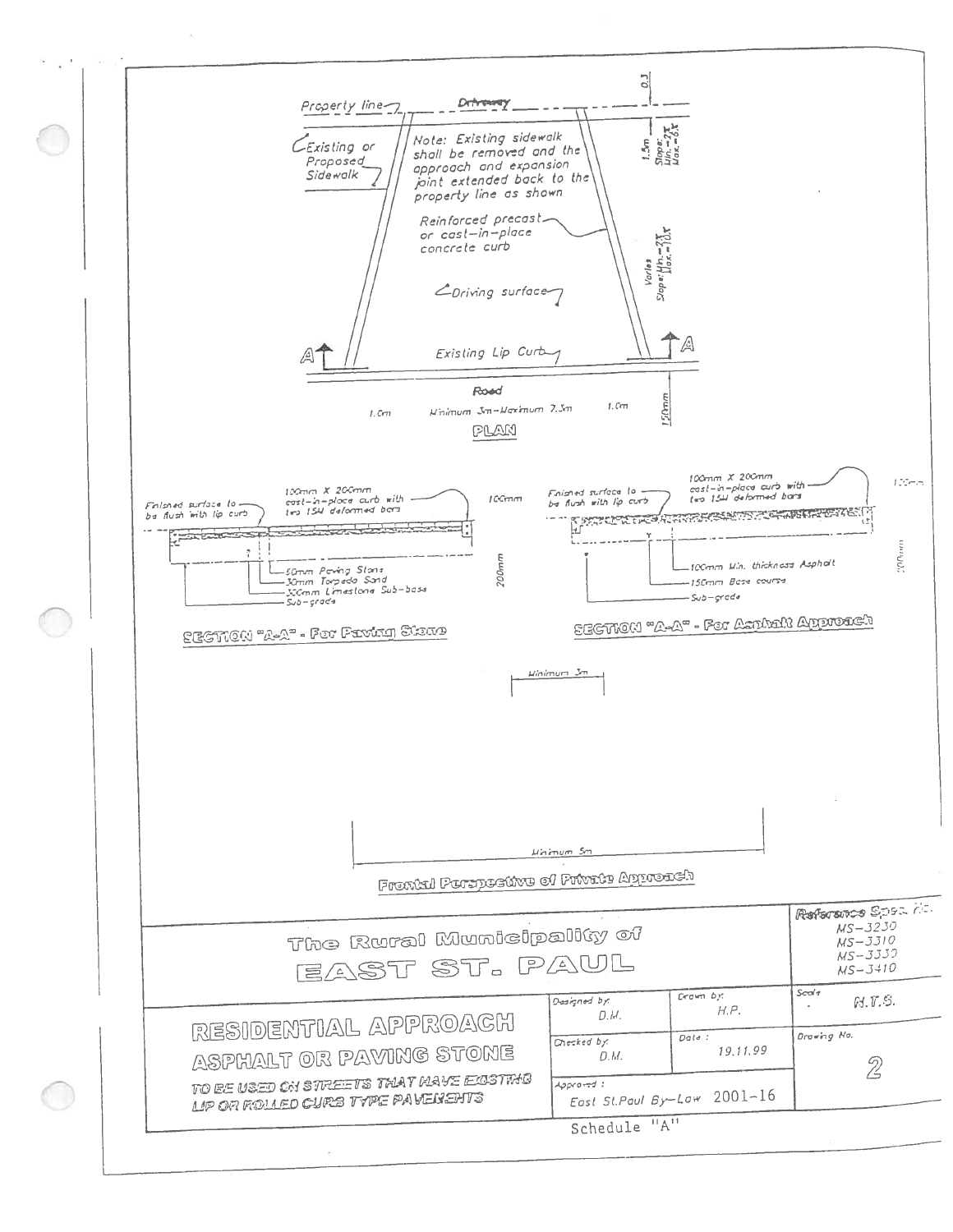Property line

Driveway

0.3

Existing or Proposed Sidewalk

Note: Existing sidewalk shall be removed and the approach and expansion joint extended back to the property line as shown

1.5m

Slope: Min.-2% Max.-6%

Reinforced precast or cast-in-place concrete curb

Varies Slope: Min.-2% Max.-10%

Driving surface

A

A

Existing Lip Curb

Road

1.0m

Minimum 5m-Maximum 7.5m

1.0m

150mm

PLAN

100mm X 200mm cast-in-place curb with two 15M deformed bars

Finished surface to be flush with lip curb

100mm

200mm

60mm Paving Stone

50mm Torpedo Sand

300mm Limestone Sub-base

Sub-grade

SECTION "A-A" - For Paving Stone

100mm X 200mm cast-in-place curb with two 15M deformed bars

Finished surface to be flush with lip curb

100mm

200mm

100mm Min. thickness Asphalt

150mm Base course

Sub-grade

SECTION "A-A" - For Asphalt Approach

Minimum 3m

Minimum 5m

Frontal Perspective of Private Approach

| The Rural Municipality of EAST ST. PAUL | | | Reference Spec. No. MS-3230 MS-3310 MS-3330 MS-3410 |
|---|---|---|---|
| RESIDENTIAL APPROACH ASPHALT OR PAVING STONE TO BE USED ON STREETS THAT HAVE EXISTING LIP OR ROLLED CURB TYPE PAVEMENTS | Designed by: D.M. | Drawn by: H.P. | Scale: N.T.S. |
| | Checked by: D.M. | Date: 19.11.99 | Drawing No. 2 |
| | Approved: East St.Paul By-Law 2001-16 | | |

Schedule "A"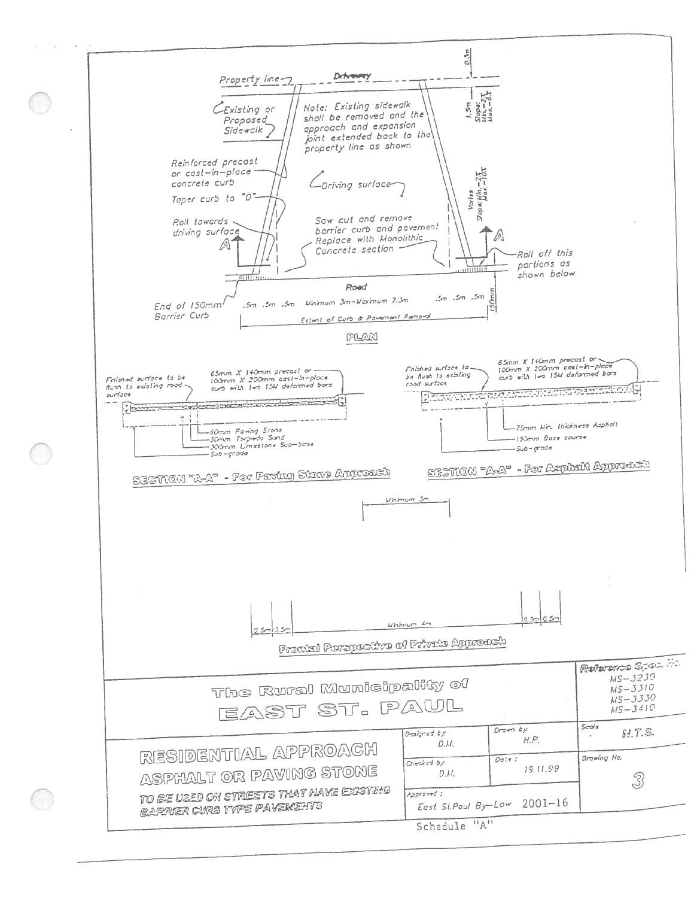## PLAN

Property line

Driveway

0.3m

1.5m Slope: Min.-2% Max.-8%

Existing or Proposed Sidewalk

Note: Existing sidewalk shall be removed and the approach and expansion joint extended back to the property line as shown

Reinforced precast or cast-in-place concrete curb

Taper curb to "0"

Driving surface

Varies Slope: Min.-2% Max.-10%

Roll towards driving surface

Saw cut and remove barrier curb and pavement Replace with Monolithic Concrete section

A

A

Roll off this portions as shown below

Road

End of 150mm Barrier Curb

.5m .5m .5m Minimum 3m–Maximum 7.3m .5m .5m .5m

150mm

Extent of Curb & Pavement Removal

## SECTION "A-A" - For Paving Stone Approach

Finished surface to be flush to existing road surface

65mm X 140mm precast or 100mm X 200mm cast-in-place curb with two 15M deformed bars

- 60mm Paving Stone
- 30mm Torpedo Sand
- 300mm Limestone Sub-base
- Sub-grade

## SECTION "A-A" - For Asphalt Approach

Finished surface to be flush to existing road surface

65mm X 140mm precast or 100mm X 200mm cast-in-place curb with two 15M deformed bars

- 75mm Min. thickness Asphalt
- 150mm Base course
- Sub-grade

Minimum 3m

0.5m 0.5m Minimum 4m 0.5m 0.5m

## Frontal Perspective of Private Approach

| The Rural Municipality of EAST ST. PAUL | | | Reference Spec. No. MS-3230 MS-3310 MS-3330 MS-3410 |
|---|---|---|---|
| RESIDENTIAL APPROACH ASPHALT OR PAVING STONE *TO BE USED ON STREETS THAT HAVE EXISTING BARRIER CURB TYPE PAVEMENTS* | Designed by: D.M. | Drawn by: H.P. | Scale: N.T.S. |
| | Checked by: D.M. | Date: 19.11.99 | Drawing No. 3 |
| | Approved: East St.Paul By-Law 2001-16 | | |

Schedule "A"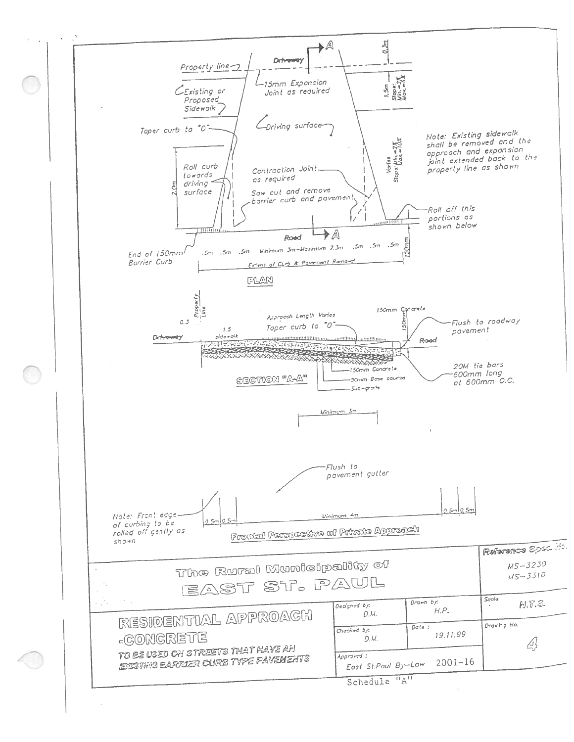**PLAN**

Property line

Driveway

A

0.3m

15mm Expansion Joint as required

1.5m Slope: Min.=2% Max.=6%

Existing or Proposed Sidewalk

Driving surface

Taper curb to "0"

Note: Existing sidewalk shall be removed and the approach and expansion joint extended back to the property line as shown

Roll curb towards driving surface

2.0m

Contraction Joint as required

Varies Slope: Min.=2% Max.=10%

Saw cut and remove barrier curb and pavement

Roll off this portions as shown below

Road

A

End of 150mm Barrier Curb

.5m .5m .5m Minimum 3m–Maximum 7.3m .5m .5m .5m

150mm

Extent of Curb & Pavement Removal

**SECTION "A-A"**

0.3 Property Line

1.5 sidewalk

Driveway

Approach Length Varies

Taper curb to "0"

150mm Concrete

150mm

Flush to roadway pavement

Road

150mm Concrete

50mm Base course

Sub-grade

20M tie bars 600mm long at 600mm O.C.

Minimum 3m

**Frontal Perspective of Private Approach**

Flush to pavement gutter

Note: Front edge of curbing to be rolled off gently as shown

0.5m 0.5m Minimum 4m 0.5m 0.5m

| The Rural Municipality of EAST ST. PAUL | | | Reference Spec. No. MS-3230 MS-3310 |
|---|---|---|---|
| RESIDENTIAL APPROACH -CONCRETE<br>TO BE USED ON STREETS THAT HAVE AN EXISTING BARRIER CURB TYPE PAVEMENTS | Designed by: D.M. | Drawn by: H.P. | Scale: N.T.S. |
| | Checked by: D.M. | Date: 19.11.99 | Drawing No. 4 |
| | Approved: East St.Paul By-Law 2001-16 | | |

Schedule "A"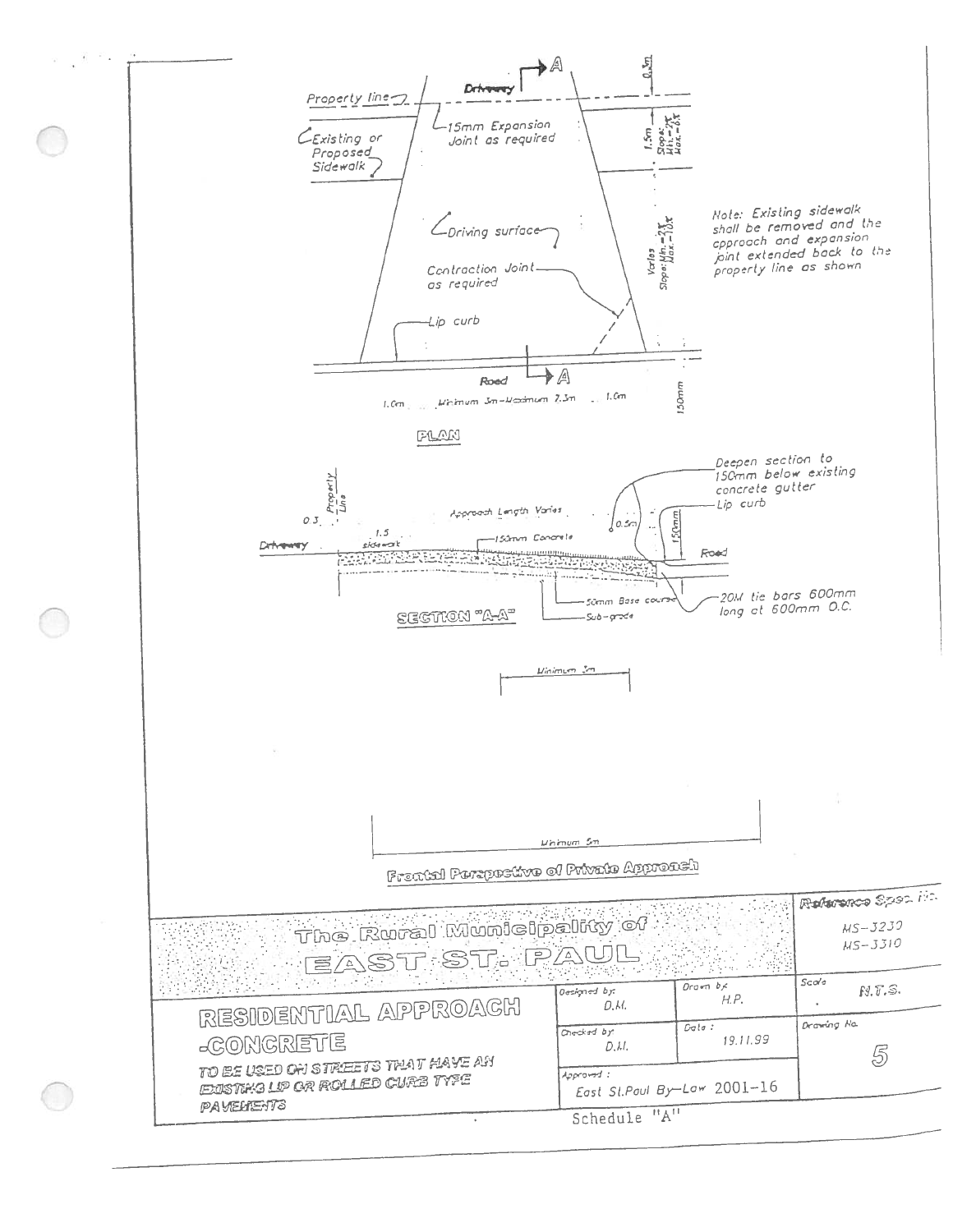Driveway

Property line

15mm Expansion Joint as required

Existing or Proposed Sidewalk

0.3m

1.5m Slope: Min.-2% Max.-6%

Driving surface

Varies Slope: Min.-2% Max.-10%

Contraction Joint as required

Lip curb

Road

1.0m Minimum 3m–Maximum 7.3m 1.0m

150mm

Note: Existing sidewalk shall be removed and the approach and expansion joint extended back to the property line as shown

## PLAN

Property Line

0.3

1.5 sidewalk

Approach Length Varies

Driveway

150mm Concrete

0.5m

150mm

Deepen section to 150mm below existing concrete gutter

Lip curb

Road

50mm Base course

Sub-grade

20M tie bars 600mm long at 600mm O.C.

## SECTION "A-A"

Minimum 3m

Minimum 5m

## Frontal Perspective of Private Approach

| The Rural Municipality of EAST ST. PAUL | | | Reference Spec. No. MS-3230 MS-3310 |
|---|---|---|---|
| **RESIDENTIAL APPROACH -CONCRETE** | Designed by: D.M. | Drawn by: H.P. | Scale N.T.S. |
| TO BE USED ON STREETS THAT HAVE AN EXISTING LIP OR ROLLED CURB TYPE PAVEMENTS | Checked by: D.M. | Date: 19.11.99 | Drawing No. 5 |
| | Approved: East St.Paul By-Law 2001-16 | | |

Schedule "A"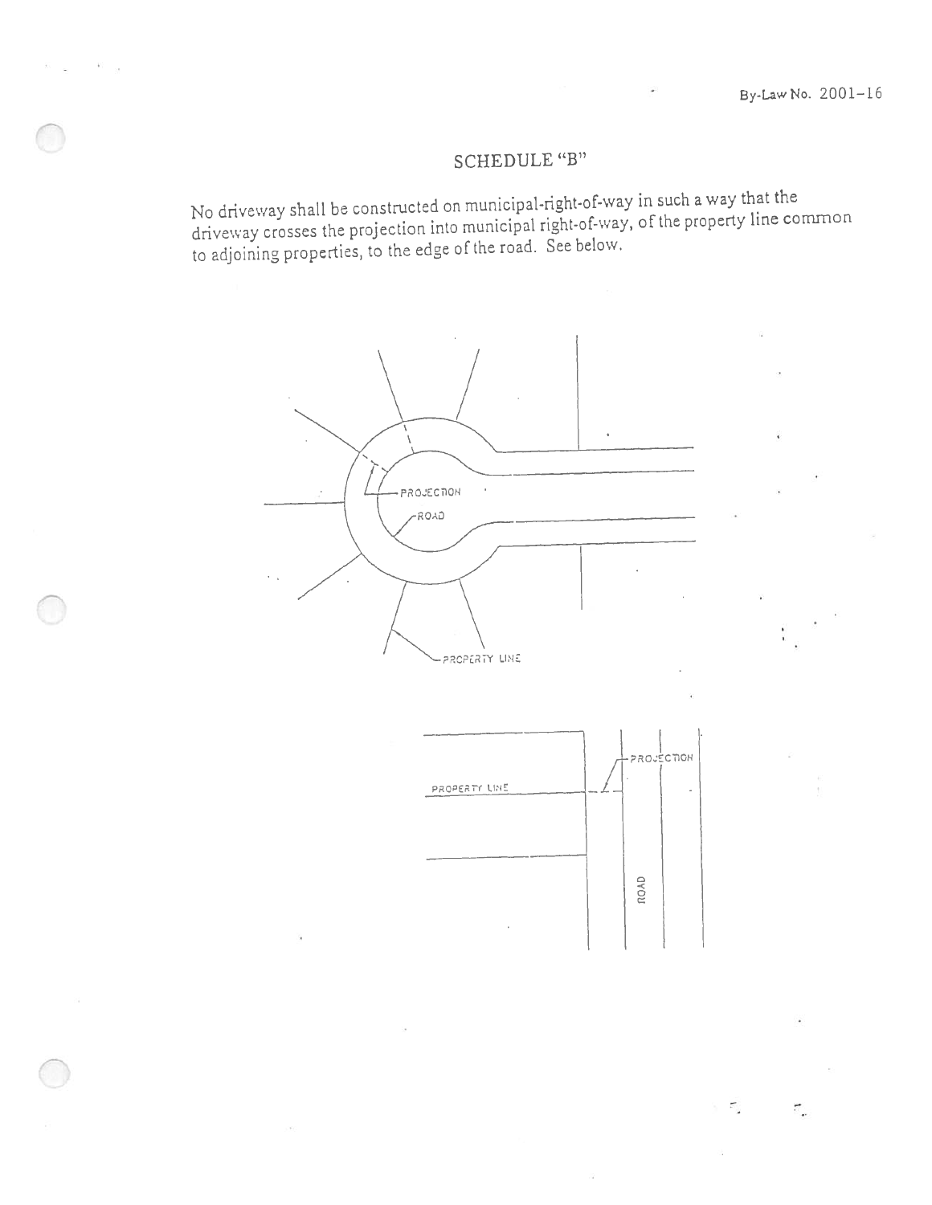## SCHEDULE "B"

No driveway shall be constructed on municipal-right-of-way in such a way that the driveway crosses the projection into municipal right-of-way, of the property line common to adjoining properties, to the edge of the road. See below.

PROJECTION

ROAD

PROPERTY LINE

PROJECTION

PROPERTY LINE

ROAD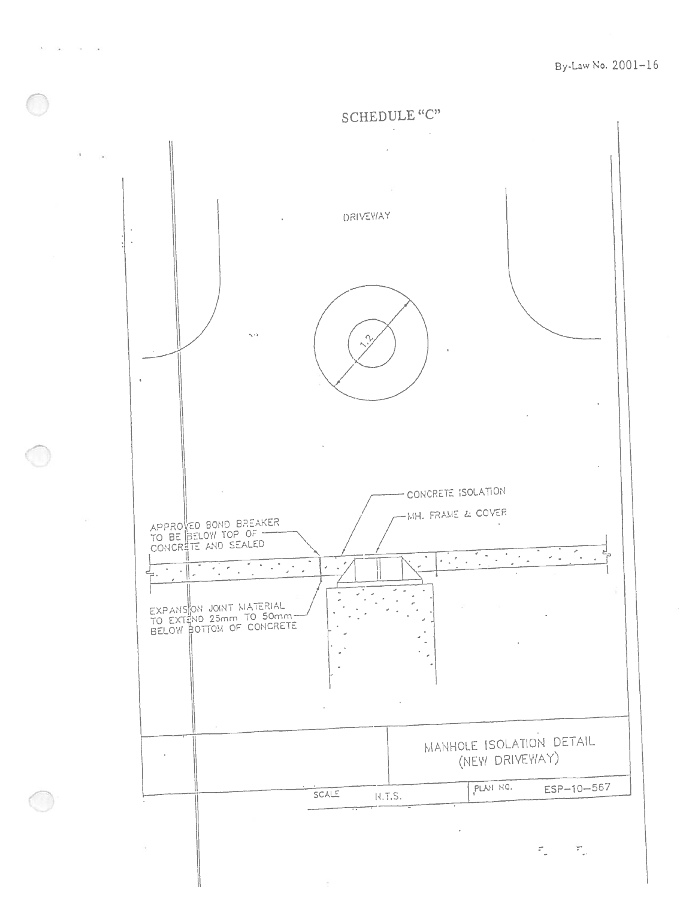By-Law No. 2001-16

# SCHEDULE "C"

DRIVEWAY

1.2

CONCRETE ISOLATION

MH. FRAME & COVER

APPROVED BOND BREAKER TO BE BELOW TOP OF CONCRETE AND SEALED

EXPANSION JOINT MATERIAL TO EXTEND 25mm TO 50mm BELOW BOTTOM OF CONCRETE

MANHOLE ISOLATION DETAIL (NEW DRIVEWAY)

SCALE N.T.S.

PLAN NO. ESP-10-567